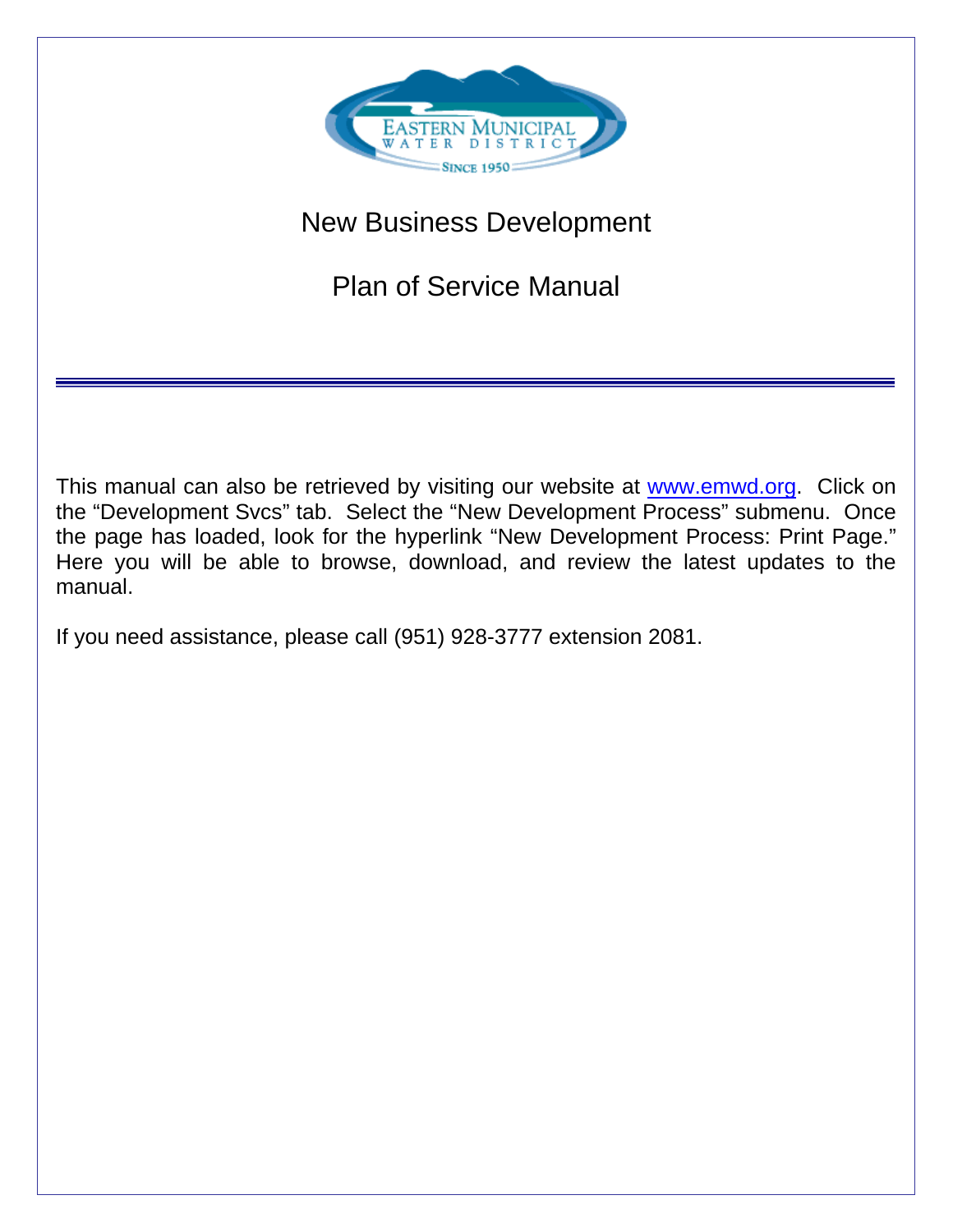# New Business Development

# Plan of Service Manual

---

This manual can also be retrieved by visiting our website at [www.emwd.org](http://www.emwd.org). Click on the "Development Svcs" tab. Select the "New Development Process" submenu. Once the page has loaded, look for the hyperlink "New Development Process: Print Page." Here you will be able to browse, download, and review the latest updates to the manual.

If you need assistance, please call (951) 928-3777 extension 2081.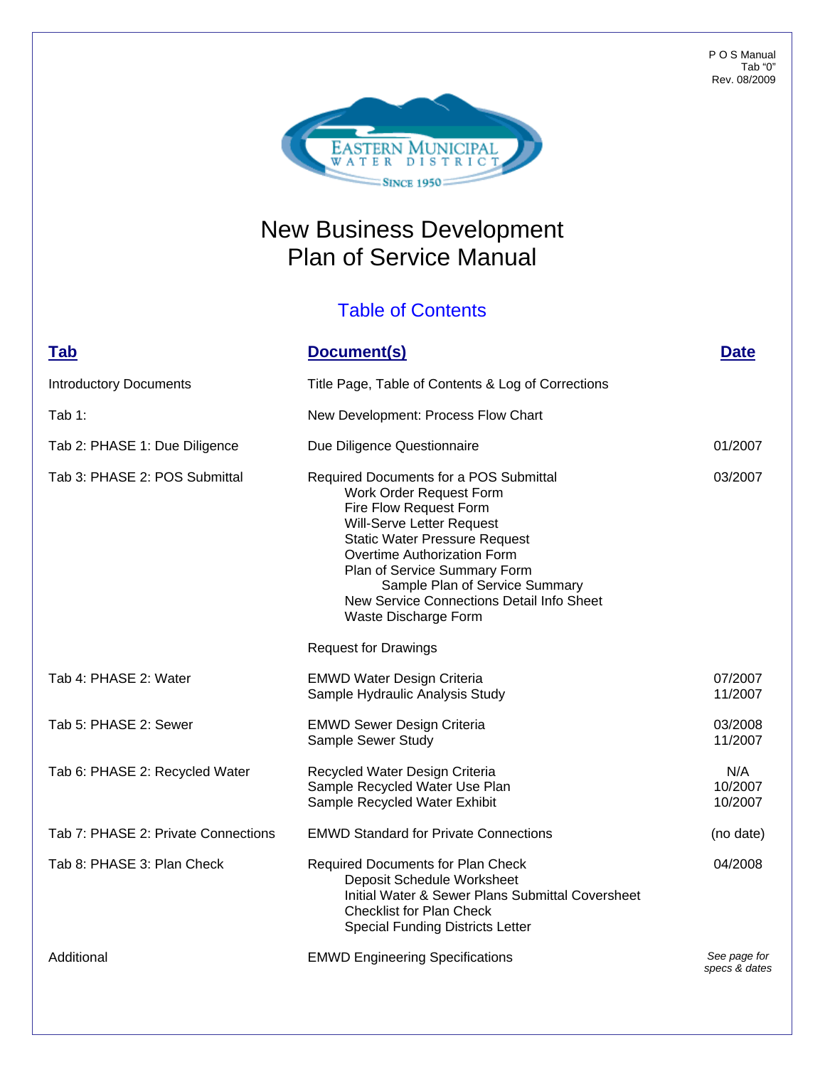P O S Manual
Tab "0"
Rev. 08/2009

EASTERN MUNICIPAL WATER DISTRICT
SINCE 1950

# New Business Development Plan of Service Manual

## Table of Contents

| Tab | Document(s) | Date |
|---|---|---|
| Introductory Documents | Title Page, Table of Contents & Log of Corrections | |
| Tab 1: | New Development: Process Flow Chart | |
| Tab 2: PHASE 1: Due Diligence | Due Diligence Questionnaire | 01/2007 |
| Tab 3: PHASE 2: POS Submittal | Required Documents for a POS Submittal<br>Work Order Request Form<br>Fire Flow Request Form<br>Will-Serve Letter Request<br>Static Water Pressure Request<br>Overtime Authorization Form<br>Plan of Service Summary Form<br>Sample Plan of Service Summary<br>New Service Connections Detail Info Sheet<br>Waste Discharge Form | 03/2007 |
| | Request for Drawings | |
| Tab 4: PHASE 2: Water | EMWD Water Design Criteria<br>Sample Hydraulic Analysis Study | 07/2007<br>11/2007 |
| Tab 5: PHASE 2: Sewer | EMWD Sewer Design Criteria<br>Sample Sewer Study | 03/2008<br>11/2007 |
| Tab 6: PHASE 2: Recycled Water | Recycled Water Design Criteria<br>Sample Recycled Water Use Plan<br>Sample Recycled Water Exhibit | N/A<br>10/2007<br>10/2007 |
| Tab 7: PHASE 2: Private Connections | EMWD Standard for Private Connections | (no date) |
| Tab 8: PHASE 3: Plan Check | Required Documents for Plan Check<br>Deposit Schedule Worksheet<br>Initial Water & Sewer Plans Submittal Coversheet<br>Checklist for Plan Check<br>Special Funding Districts Letter | 04/2008 |
| Additional | EMWD Engineering Specifications | *See page for specs & dates* |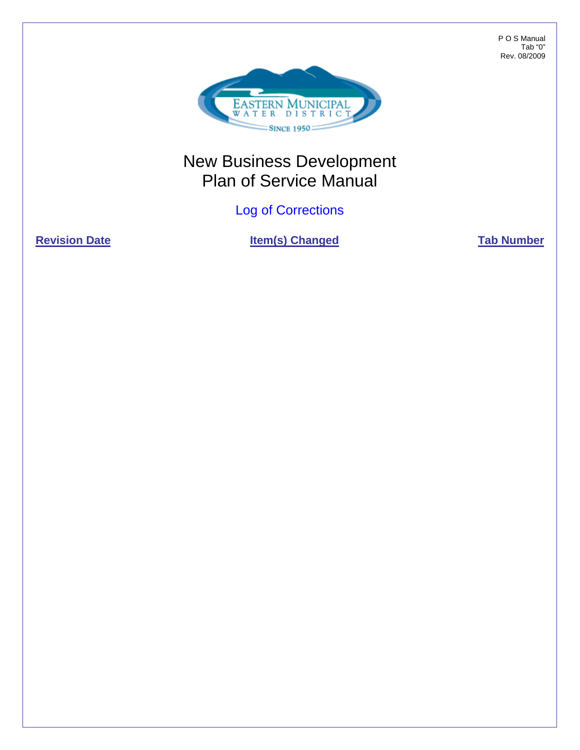P O S Manual
Tab "0"
Rev. 08/2009

EASTERN MUNICIPAL WATER DISTRICT
SINCE 1950

# New Business Development
# Plan of Service Manual

## Log of Corrections

| **Revision Date** | **Item(s) Changed** | **Tab Number** |
|---|---|---|